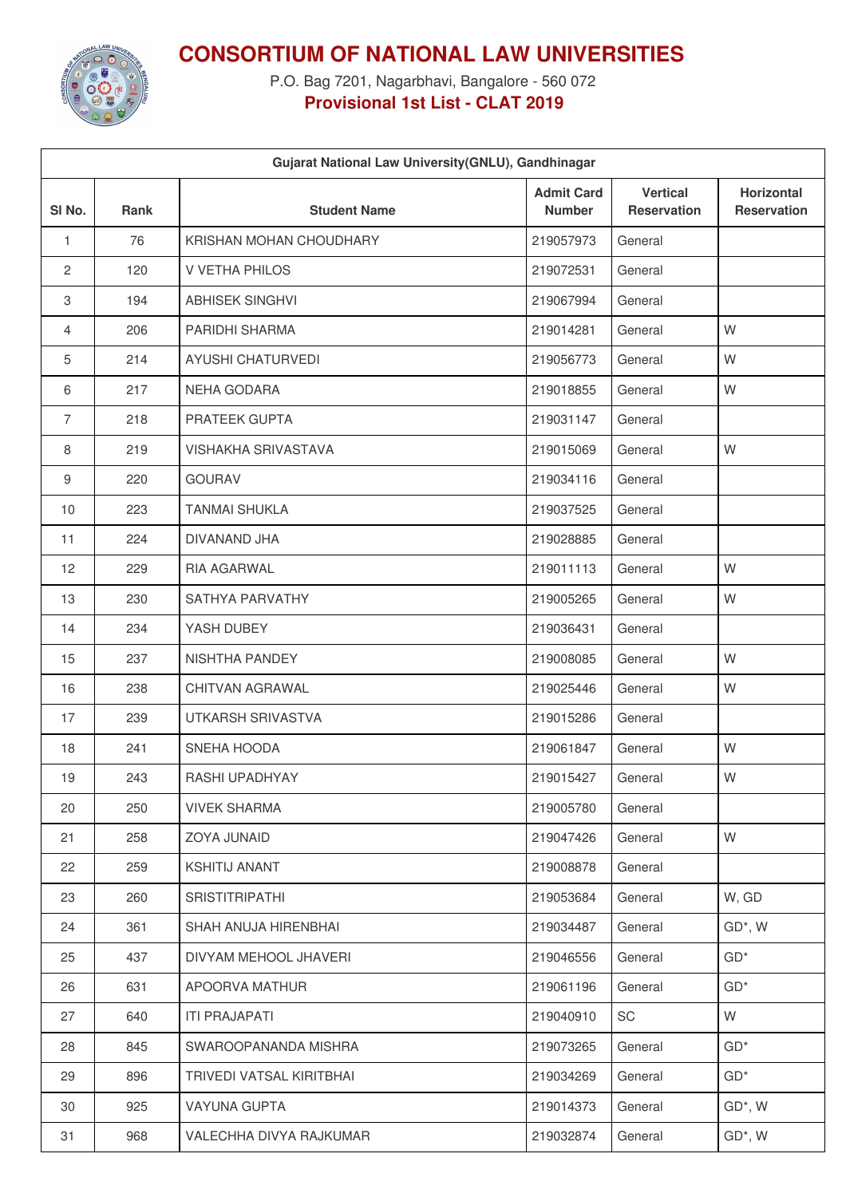# CONSORTIUM OF NATIONAL LAW UNIVERSITIES

P.O. Bag 7201, Nagarbhavi, Bangalore - 560 072

**Provisional 1st List - CLAT 2019**

| Gujarat National Law University(GNLU), Gandhinagar | | | | | |
|---|---|---|---|---|---|
| **Sl No.** | **Rank** | **Student Name** | **Admit Card Number** | **Vertical Reservation** | **Horizontal Reservation** |
| 1 | 76 | KRISHAN MOHAN CHOUDHARY | 219057973 | General | |
| 2 | 120 | V VETHA PHILOS | 219072531 | General | |
| 3 | 194 | ABHISEK SINGHVI | 219067994 | General | |
| 4 | 206 | PARIDHI SHARMA | 219014281 | General | W |
| 5 | 214 | AYUSHI CHATURVEDI | 219056773 | General | W |
| 6 | 217 | NEHA GODARA | 219018855 | General | W |
| 7 | 218 | PRATEEK GUPTA | 219031147 | General | |
| 8 | 219 | VISHAKHA SRIVASTAVA | 219015069 | General | W |
| 9 | 220 | GOURAV | 219034116 | General | |
| 10 | 223 | TANMAI SHUKLA | 219037525 | General | |
| 11 | 224 | DIVANAND JHA | 219028885 | General | |
| 12 | 229 | RIA AGARWAL | 219011113 | General | W |
| 13 | 230 | SATHYA PARVATHY | 219005265 | General | W |
| 14 | 234 | YASH DUBEY | 219036431 | General | |
| 15 | 237 | NISHTHA PANDEY | 219008085 | General | W |
| 16 | 238 | CHITVAN AGRAWAL | 219025446 | General | W |
| 17 | 239 | UTKARSH SRIVASTVA | 219015286 | General | |
| 18 | 241 | SNEHA HOODA | 219061847 | General | W |
| 19 | 243 | RASHI UPADHYAY | 219015427 | General | W |
| 20 | 250 | VIVEK SHARMA | 219005780 | General | |
| 21 | 258 | ZOYA JUNAID | 219047426 | General | W |
| 22 | 259 | KSHITIJ ANANT | 219008878 | General | |
| 23 | 260 | SRISTITRIPATHI | 219053684 | General | W, GD |
| 24 | 361 | SHAH ANUJA HIRENBHAI | 219034487 | General | GD*, W |
| 25 | 437 | DIVYAM MEHOOL JHAVERI | 219046556 | General | GD* |
| 26 | 631 | APOORVA MATHUR | 219061196 | General | GD* |
| 27 | 640 | ITI PRAJAPATI | 219040910 | SC | W |
| 28 | 845 | SWAROOPANANDA MISHRA | 219073265 | General | GD* |
| 29 | 896 | TRIVEDI VATSAL KIRITBHAI | 219034269 | General | GD* |
| 30 | 925 | VAYUNA GUPTA | 219014373 | General | GD*, W |
| 31 | 968 | VALECHHA DIVYA RAJKUMAR | 219032874 | General | GD*, W |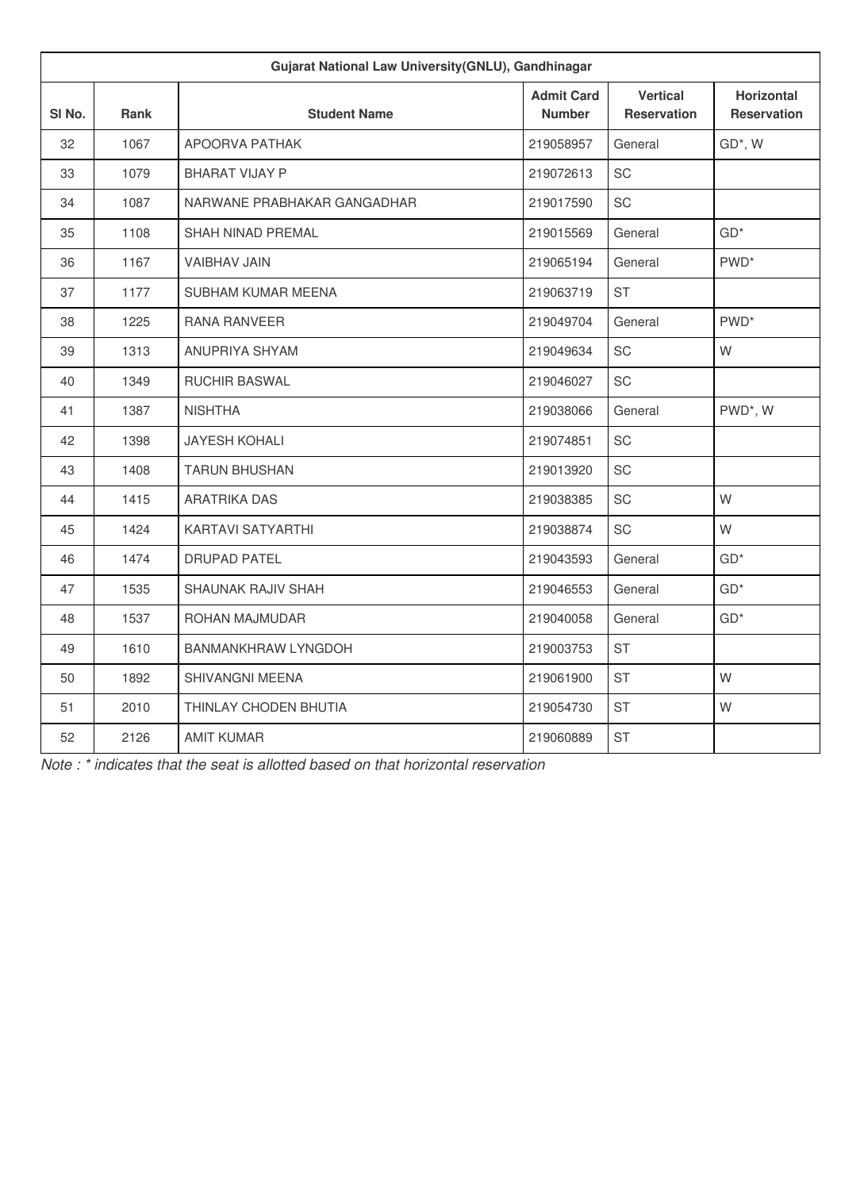| Gujarat National Law University(GNLU), Gandhinagar | | | | | |
|---|---|---|---|---|---|
| Sl No. | Rank | Student Name | Admit Card Number | Vertical Reservation | Horizontal Reservation |
| 32 | 1067 | APOORVA PATHAK | 219058957 | General | GD*, W |
| 33 | 1079 | BHARAT VIJAY P | 219072613 | SC | |
| 34 | 1087 | NARWANE PRABHAKAR GANGADHAR | 219017590 | SC | |
| 35 | 1108 | SHAH NINAD PREMAL | 219015569 | General | GD* |
| 36 | 1167 | VAIBHAV JAIN | 219065194 | General | PWD* |
| 37 | 1177 | SUBHAM KUMAR MEENA | 219063719 | ST | |
| 38 | 1225 | RANA RANVEER | 219049704 | General | PWD* |
| 39 | 1313 | ANUPRIYA SHYAM | 219049634 | SC | W |
| 40 | 1349 | RUCHIR BASWAL | 219046027 | SC | |
| 41 | 1387 | NISHTHA | 219038066 | General | PWD*, W |
| 42 | 1398 | JAYESH KOHALI | 219074851 | SC | |
| 43 | 1408 | TARUN BHUSHAN | 219013920 | SC | |
| 44 | 1415 | ARATRIKA DAS | 219038385 | SC | W |
| 45 | 1424 | KARTAVI SATYARTHI | 219038874 | SC | W |
| 46 | 1474 | DRUPAD PATEL | 219043593 | General | GD* |
| 47 | 1535 | SHAUNAK RAJIV SHAH | 219046553 | General | GD* |
| 48 | 1537 | ROHAN MAJMUDAR | 219040058 | General | GD* |
| 49 | 1610 | BANMANKHRAW LYNGDOH | 219003753 | ST | |
| 50 | 1892 | SHIVANGNI MEENA | 219061900 | ST | W |
| 51 | 2010 | THINLAY CHODEN BHUTIA | 219054730 | ST | W |
| 52 | 2126 | AMIT KUMAR | 219060889 | ST | |

*Note : * indicates that the seat is allotted based on that horizontal reservation*